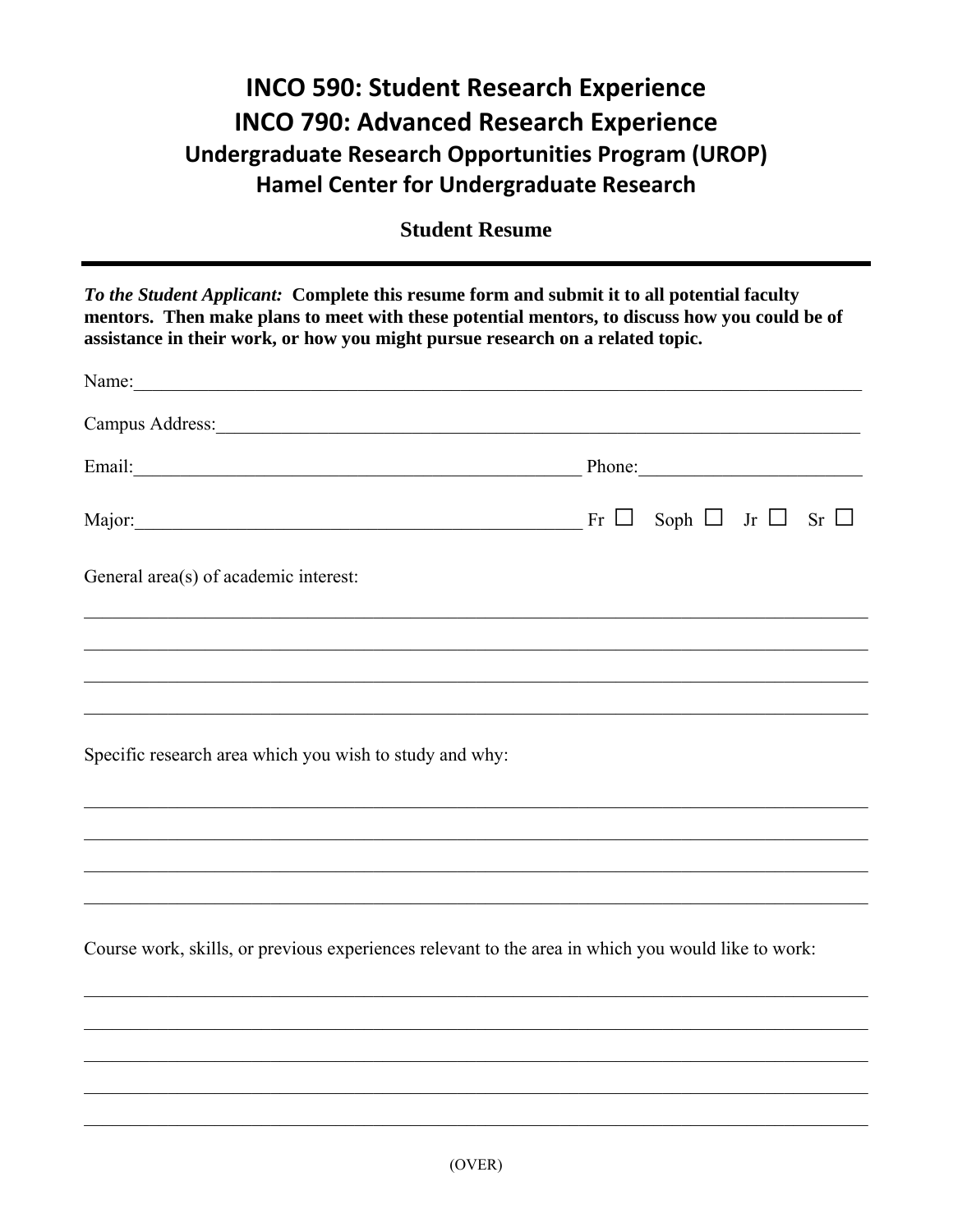# INCO 590: Student Research Experience

# INCO 790: Advanced Research Experience

## Undergraduate Research Opportunities Program (UROP)

## Hamel Center for Undergraduate Research

### Student Resume

---

***To the Student Applicant:*** **Complete this resume form and submit it to all potential faculty mentors. Then make plans to meet with these potential mentors, to discuss how you could be of assistance in their work, or how you might pursue research on a related topic.**

Name:\_\_\_\_\_\_\_\_\_\_\_\_\_\_\_\_\_\_\_\_\_\_\_\_\_\_\_\_\_\_\_\_\_\_\_\_\_\_\_\_\_\_\_\_\_\_\_\_\_\_\_\_\_\_\_\_\_\_\_\_\_\_\_\_\_\_\_\_\_\_

Campus Address:\_\_\_\_\_\_\_\_\_\_\_\_\_\_\_\_\_\_\_\_\_\_\_\_\_\_\_\_\_\_\_\_\_\_\_\_\_\_\_\_\_\_\_\_\_\_\_\_\_\_\_\_\_\_\_\_\_\_\_\_\_\_

Email:\_\_\_\_\_\_\_\_\_\_\_\_\_\_\_\_\_\_\_\_\_\_\_\_\_\_\_\_\_\_\_\_\_\_\_\_\_\_\_\_\_\_ Phone:\_\_\_\_\_\_\_\_\_\_\_\_\_\_\_\_\_\_\_\_

Major:\_\_\_\_\_\_\_\_\_\_\_\_\_\_\_\_\_\_\_\_\_\_\_\_\_\_\_\_\_\_\_\_\_\_\_\_\_\_\_\_\_\_ Fr ☐ Soph ☐ Jr ☐ Sr ☐

General area(s) of academic interest:

\_\_\_\_\_\_\_\_\_\_\_\_\_\_\_\_\_\_\_\_\_\_\_\_\_\_\_\_\_\_\_\_\_\_\_\_\_\_\_\_\_\_\_\_\_\_\_\_\_\_\_\_\_\_\_\_\_\_\_\_\_\_\_\_\_\_\_\_\_\_\_\_\_\_

\_\_\_\_\_\_\_\_\_\_\_\_\_\_\_\_\_\_\_\_\_\_\_\_\_\_\_\_\_\_\_\_\_\_\_\_\_\_\_\_\_\_\_\_\_\_\_\_\_\_\_\_\_\_\_\_\_\_\_\_\_\_\_\_\_\_\_\_\_\_\_\_\_\_

\_\_\_\_\_\_\_\_\_\_\_\_\_\_\_\_\_\_\_\_\_\_\_\_\_\_\_\_\_\_\_\_\_\_\_\_\_\_\_\_\_\_\_\_\_\_\_\_\_\_\_\_\_\_\_\_\_\_\_\_\_\_\_\_\_\_\_\_\_\_\_\_\_\_

\_\_\_\_\_\_\_\_\_\_\_\_\_\_\_\_\_\_\_\_\_\_\_\_\_\_\_\_\_\_\_\_\_\_\_\_\_\_\_\_\_\_\_\_\_\_\_\_\_\_\_\_\_\_\_\_\_\_\_\_\_\_\_\_\_\_\_\_\_\_\_\_\_\_

Specific research area which you wish to study and why:

\_\_\_\_\_\_\_\_\_\_\_\_\_\_\_\_\_\_\_\_\_\_\_\_\_\_\_\_\_\_\_\_\_\_\_\_\_\_\_\_\_\_\_\_\_\_\_\_\_\_\_\_\_\_\_\_\_\_\_\_\_\_\_\_\_\_\_\_\_\_\_\_\_\_

\_\_\_\_\_\_\_\_\_\_\_\_\_\_\_\_\_\_\_\_\_\_\_\_\_\_\_\_\_\_\_\_\_\_\_\_\_\_\_\_\_\_\_\_\_\_\_\_\_\_\_\_\_\_\_\_\_\_\_\_\_\_\_\_\_\_\_\_\_\_\_\_\_\_

\_\_\_\_\_\_\_\_\_\_\_\_\_\_\_\_\_\_\_\_\_\_\_\_\_\_\_\_\_\_\_\_\_\_\_\_\_\_\_\_\_\_\_\_\_\_\_\_\_\_\_\_\_\_\_\_\_\_\_\_\_\_\_\_\_\_\_\_\_\_\_\_\_\_

\_\_\_\_\_\_\_\_\_\_\_\_\_\_\_\_\_\_\_\_\_\_\_\_\_\_\_\_\_\_\_\_\_\_\_\_\_\_\_\_\_\_\_\_\_\_\_\_\_\_\_\_\_\_\_\_\_\_\_\_\_\_\_\_\_\_\_\_\_\_\_\_\_\_

Course work, skills, or previous experiences relevant to the area in which you would like to work:

\_\_\_\_\_\_\_\_\_\_\_\_\_\_\_\_\_\_\_\_\_\_\_\_\_\_\_\_\_\_\_\_\_\_\_\_\_\_\_\_\_\_\_\_\_\_\_\_\_\_\_\_\_\_\_\_\_\_\_\_\_\_\_\_\_\_\_\_\_\_\_\_\_\_

\_\_\_\_\_\_\_\_\_\_\_\_\_\_\_\_\_\_\_\_\_\_\_\_\_\_\_\_\_\_\_\_\_\_\_\_\_\_\_\_\_\_\_\_\_\_\_\_\_\_\_\_\_\_\_\_\_\_\_\_\_\_\_\_\_\_\_\_\_\_\_\_\_\_

\_\_\_\_\_\_\_\_\_\_\_\_\_\_\_\_\_\_\_\_\_\_\_\_\_\_\_\_\_\_\_\_\_\_\_\_\_\_\_\_\_\_\_\_\_\_\_\_\_\_\_\_\_\_\_\_\_\_\_\_\_\_\_\_\_\_\_\_\_\_\_\_\_\_

\_\_\_\_\_\_\_\_\_\_\_\_\_\_\_\_\_\_\_\_\_\_\_\_\_\_\_\_\_\_\_\_\_\_\_\_\_\_\_\_\_\_\_\_\_\_\_\_\_\_\_\_\_\_\_\_\_\_\_\_\_\_\_\_\_\_\_\_\_\_\_\_\_\_

\_\_\_\_\_\_\_\_\_\_\_\_\_\_\_\_\_\_\_\_\_\_\_\_\_\_\_\_\_\_\_\_\_\_\_\_\_\_\_\_\_\_\_\_\_\_\_\_\_\_\_\_\_\_\_\_\_\_\_\_\_\_\_\_\_\_\_\_\_\_\_\_\_\_

(OVER)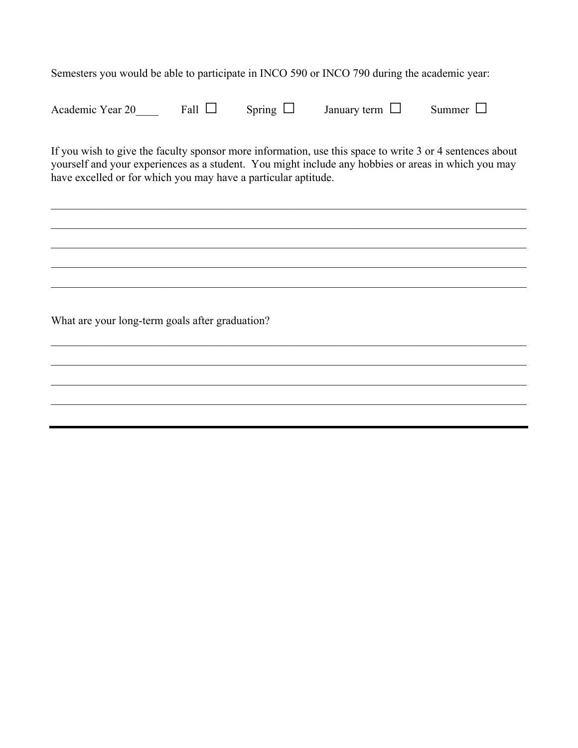Semesters you would be able to participate in INCO 590 or INCO 790 during the academic year:

Academic Year 20____ Fall ☐ Spring ☐ January term ☐ Summer ☐

If you wish to give the faculty sponsor more information, use this space to write 3 or 4 sentences about yourself and your experiences as a student. You might include any hobbies or areas in which you may have excelled or for which you may have a particular aptitude.

_______________________________________________________________________________

_______________________________________________________________________________

_______________________________________________________________________________

_______________________________________________________________________________

_______________________________________________________________________________

What are your long-term goals after graduation?

_______________________________________________________________________________

_______________________________________________________________________________

_______________________________________________________________________________

_______________________________________________________________________________

---